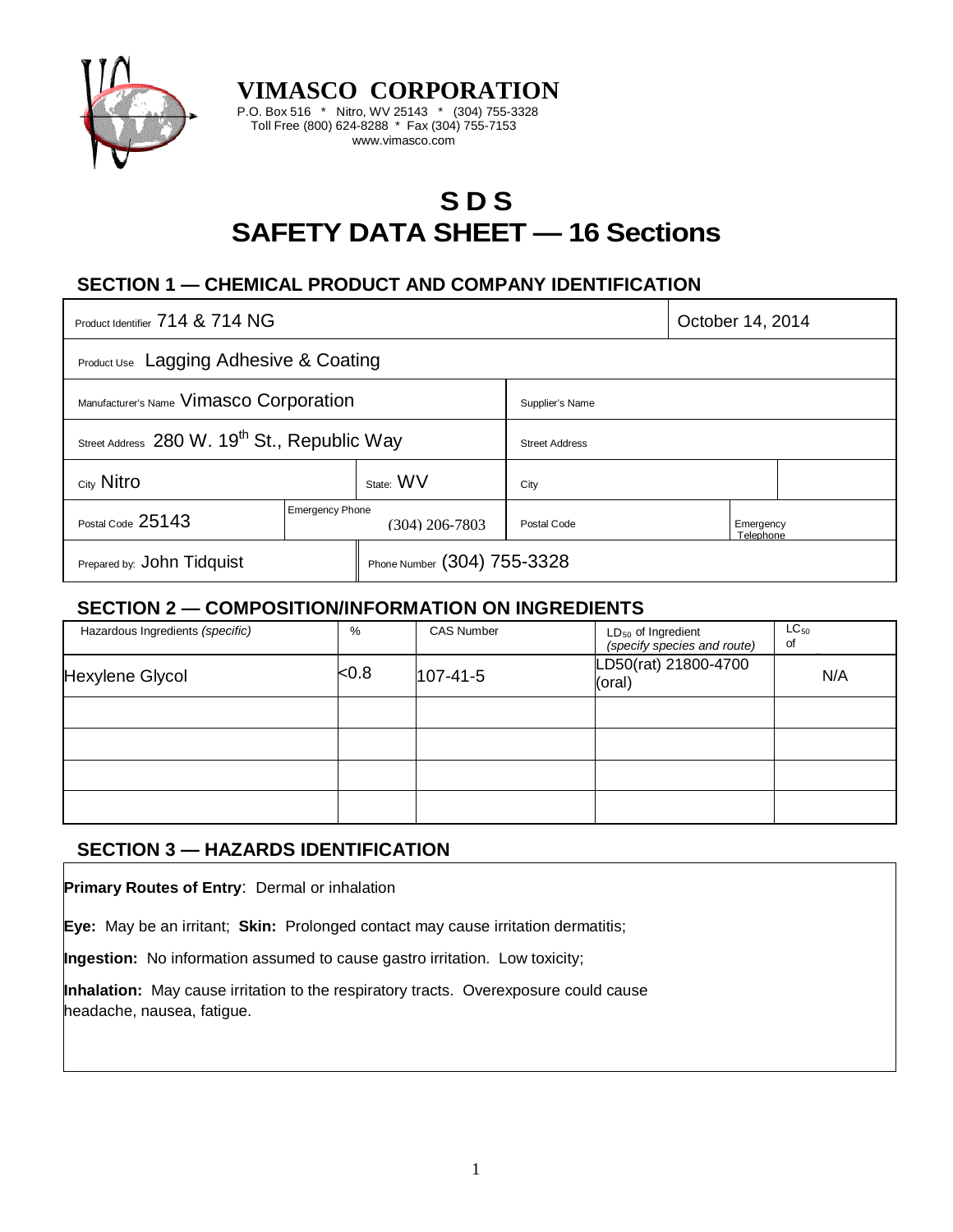# VIMASCO CORPORATION

P.O. Box 516 * Nitro, WV 25143 * (304) 755-3328
Toll Free (800) 624-8288 * Fax (304) 755-7153
www.vimasco.com

# S D S
# SAFETY DATA SHEET — 16 Sections

## SECTION 1 — CHEMICAL PRODUCT AND COMPANY IDENTIFICATION

| | | | | |
|---|---|---|---|---|
| Product Identifier 714 & 714 NG | | | | October 14, 2014 |
| Product Use Lagging Adhesive & Coating | | | | |
| Manufacturer's Name Vimasco Corporation | | | Supplier's Name | |
| Street Address 280 W. 19th St., Republic Way | | | Street Address | |
| City Nitro | | State: WV | City | |
| Postal Code 25143 | Emergency Phone (304) 206-7803 | | Postal Code | Emergency Telephone |
| Prepared by: John Tidquist | | Phone Number (304) 755-3328 | | |

## SECTION 2 — COMPOSITION/INFORMATION ON INGREDIENTS

| Hazardous Ingredients *(specific)* | % | CAS Number | $LD_{50}$ of Ingredient *(specify species and route)* | $LC_{50}$ of |
|---|---|---|---|---|
| Hexylene Glycol | <0.8 | 107-41-5 | LD50(rat) 21800-4700 (oral) | N/A |
| | | | | |
| | | | | |
| | | | | |
| | | | | |

## SECTION 3 — HAZARDS IDENTIFICATION

**Primary Routes of Entry**: Dermal or inhalation

**Eye:** May be an irritant; **Skin:** Prolonged contact may cause irritation dermatitis;

**Ingestion:** No information assumed to cause gastro irritation. Low toxicity;

**Inhalation:** May cause irritation to the respiratory tracts. Overexposure could cause headache, nausea, fatigue.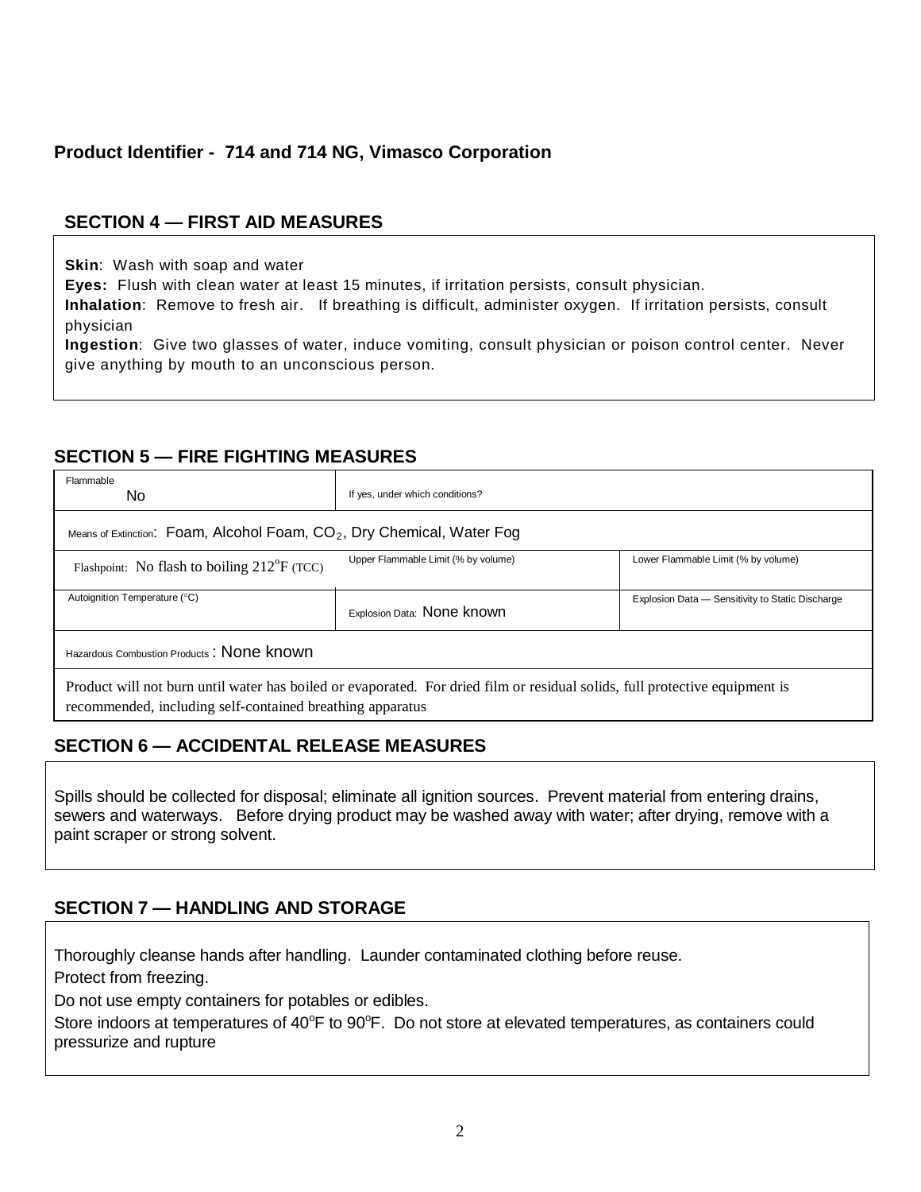**Product Identifier - 714 and 714 NG, Vimasco Corporation**

## SECTION 4 — FIRST AID MEASURES

**Skin**: Wash with soap and water
**Eyes:** Flush with clean water at least 15 minutes, if irritation persists, consult physician.
**Inhalation**: Remove to fresh air. If breathing is difficult, administer oxygen. If irritation persists, consult physician
**Ingestion**: Give two glasses of water, induce vomiting, consult physician or poison control center. Never give anything by mouth to an unconscious person.

## SECTION 5 — FIRE FIGHTING MEASURES

| Flammable: No | If yes, under which conditions? | |
|---|---|---|
| Means of Extinction: Foam, Alcohol Foam, $CO_2$, Dry Chemical, Water Fog | | |
| Flashpoint: No flash to boiling 212°F (TCC) | Upper Flammable Limit (% by volume) | Lower Flammable Limit (% by volume) |
| Autoignition Temperature (°C) | Explosion Data: None known | Explosion Data — Sensitivity to Static Discharge |
| Hazardous Combustion Products: None known | | |
| Product will not burn until water has boiled or evaporated. For dried film or residual solids, full protective equipment is recommended, including self-contained breathing apparatus | | |

## SECTION 6 — ACCIDENTAL RELEASE MEASURES

Spills should be collected for disposal; eliminate all ignition sources. Prevent material from entering drains, sewers and waterways. Before drying product may be washed away with water; after drying, remove with a paint scraper or strong solvent.

## SECTION 7 — HANDLING AND STORAGE

Thoroughly cleanse hands after handling. Launder contaminated clothing before reuse.

Protect from freezing.

Do not use empty containers for potables or edibles.

Store indoors at temperatures of 40°F to 90°F. Do not store at elevated temperatures, as containers could pressurize and rupture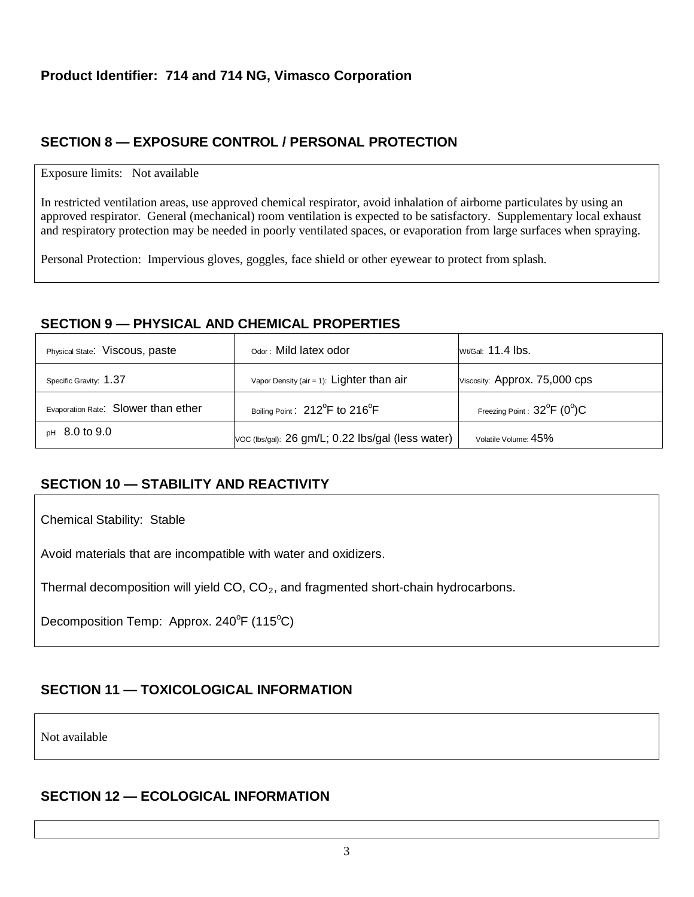**Product Identifier: 714 and 714 NG, Vimasco Corporation**

## SECTION 8 — EXPOSURE CONTROL / PERSONAL PROTECTION

Exposure limits: Not available

In restricted ventilation areas, use approved chemical respirator, avoid inhalation of airborne particulates by using an approved respirator. General (mechanical) room ventilation is expected to be satisfactory. Supplementary local exhaust and respiratory protection may be needed in poorly ventilated spaces, or evaporation from large surfaces when spraying.

Personal Protection: Impervious gloves, goggles, face shield or other eyewear to protect from splash.

## SECTION 9 — PHYSICAL AND CHEMICAL PROPERTIES

| | | |
|---|---|---|
| Physical State: Viscous, paste | Odor : Mild latex odor | Wt/Gal: 11.4 lbs. |
| Specific Gravity: 1.37 | Vapor Density (air = 1): Lighter than air | Viscosity: Approx. 75,000 cps |
| Evaporation Rate: Slower than ether | Boiling Point : 212°F to 216°F | Freezing Point : 32°F (0°)C |
| pH 8.0 to 9.0 | VOC (lbs/gal): 26 gm/L; 0.22 lbs/gal (less water) | Volatile Volume: 45% |

## SECTION 10 — STABILITY AND REACTIVITY

Chemical Stability: Stable

Avoid materials that are incompatible with water and oxidizers.

Thermal decomposition will yield CO, $CO_2$, and fragmented short-chain hydrocarbons.

Decomposition Temp: Approx. 240°F (115°C)

## SECTION 11 — TOXICOLOGICAL INFORMATION

Not available

## SECTION 12 — ECOLOGICAL INFORMATION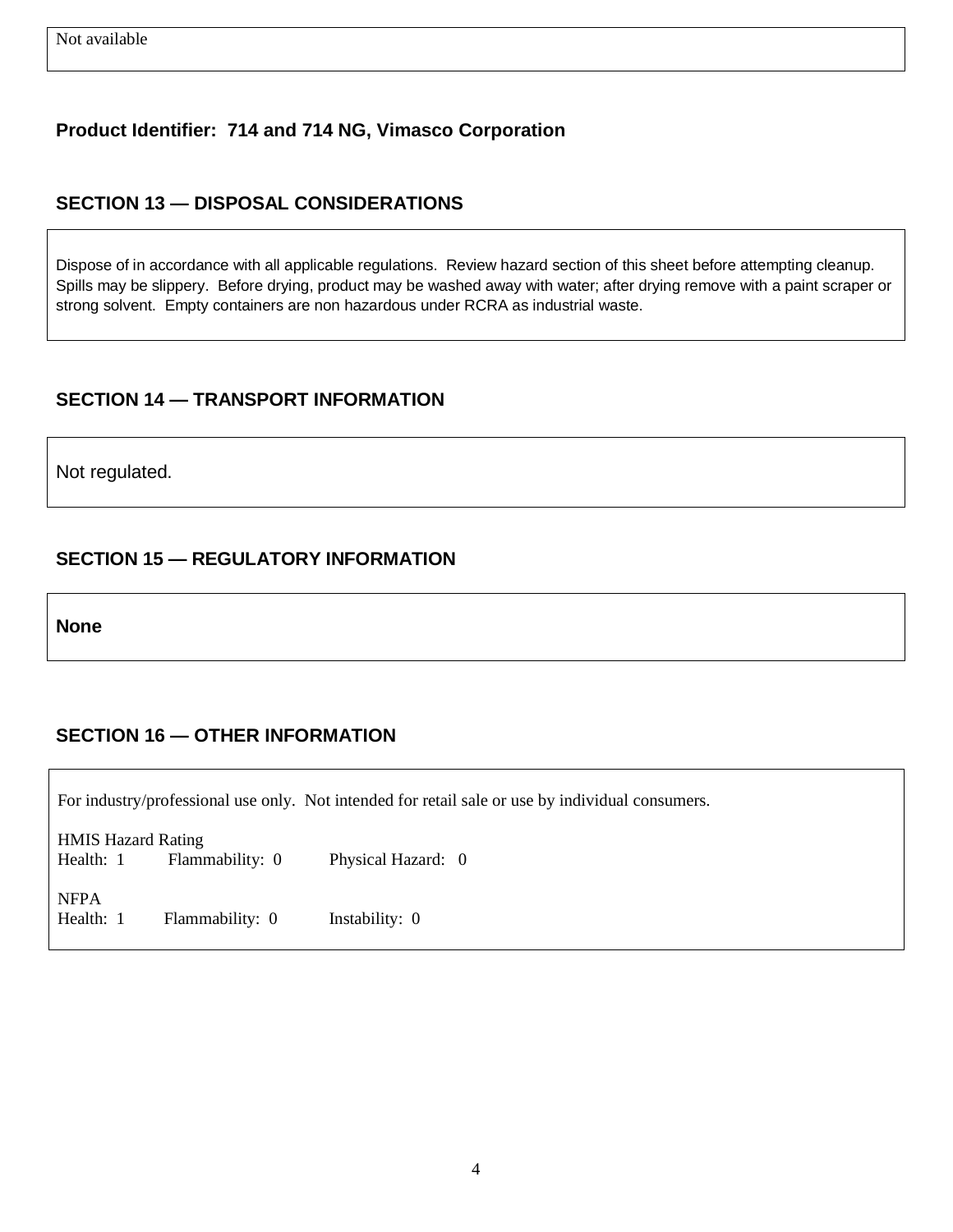Not available

**Product Identifier: 714 and 714 NG, Vimasco Corporation**

## SECTION 13 — DISPOSAL CONSIDERATIONS

Dispose of in accordance with all applicable regulations. Review hazard section of this sheet before attempting cleanup. Spills may be slippery. Before drying, product may be washed away with water; after drying remove with a paint scraper or strong solvent. Empty containers are non hazardous under RCRA as industrial waste.

## SECTION 14 — TRANSPORT INFORMATION

Not regulated.

## SECTION 15 — REGULATORY INFORMATION

**None**

## SECTION 16 — OTHER INFORMATION

For industry/professional use only. Not intended for retail sale or use by individual consumers.

HMIS Hazard Rating
Health: 1 Flammability: 0 Physical Hazard: 0

NFPA
Health: 1 Flammability: 0 Instability: 0